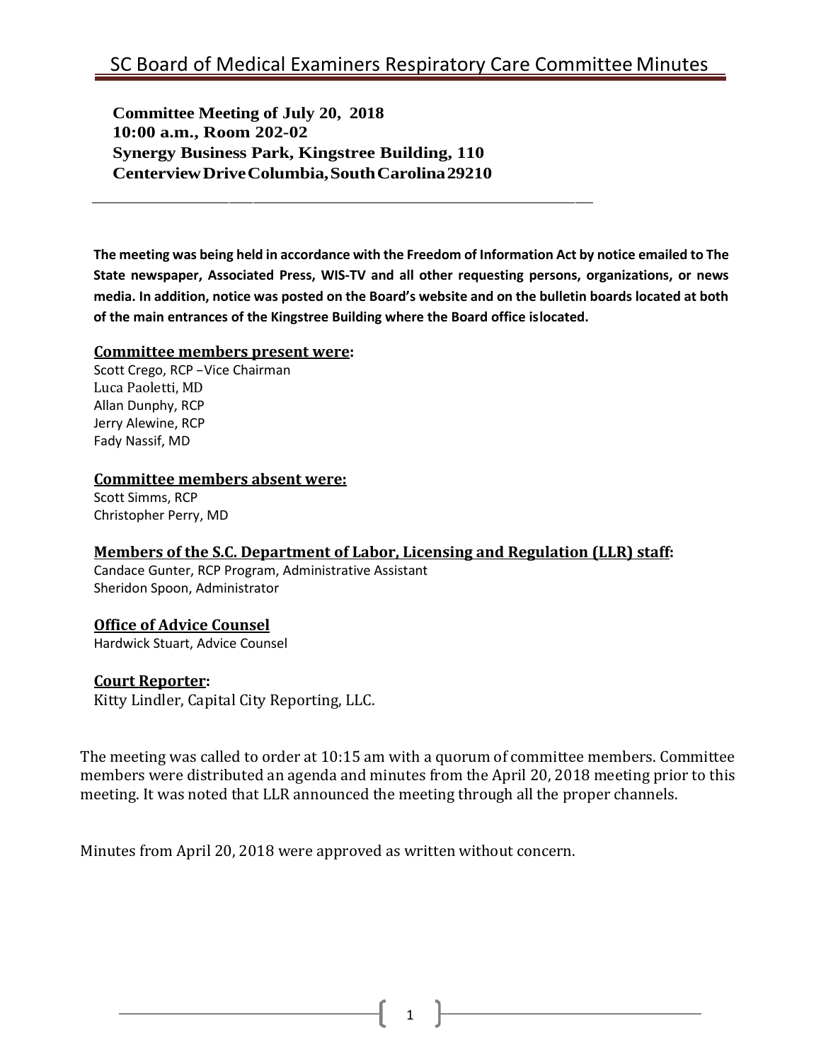# SC Board of Medical Examiners Respiratory Care Committee Minutes

**Committee Meeting of July 20, 2018**
**10:00 a.m., Room 202-02**
**Synergy Business Park, Kingstree Building, 110**
**Centerview Drive Columbia, South Carolina 29210**

---

**The meeting was being held in accordance with the Freedom of Information Act by notice emailed to The State newspaper, Associated Press, WIS-TV and all other requesting persons, organizations, or news media. In addition, notice was posted on the Board's website and on the bulletin boards located at both of the main entrances of the Kingstree Building where the Board office islocated.**

**Committee members present were:**

Scott Crego, RCP –Vice Chairman
Luca Paoletti, MD
Allan Dunphy, RCP
Jerry Alewine, RCP
Fady Nassif, MD

**Committee members absent were:**

Scott Simms, RCP
Christopher Perry, MD

**Members of the S.C. Department of Labor, Licensing and Regulation (LLR) staff:**

Candace Gunter, RCP Program, Administrative Assistant
Sheridon Spoon, Administrator

**Office of Advice Counsel**

Hardwick Stuart, Advice Counsel

**Court Reporter:**

Kitty Lindler, Capital City Reporting, LLC.

The meeting was called to order at 10:15 am with a quorum of committee members. Committee members were distributed an agenda and minutes from the April 20, 2018 meeting prior to this meeting. It was noted that LLR announced the meeting through all the proper channels.

Minutes from April 20, 2018 were approved as written without concern.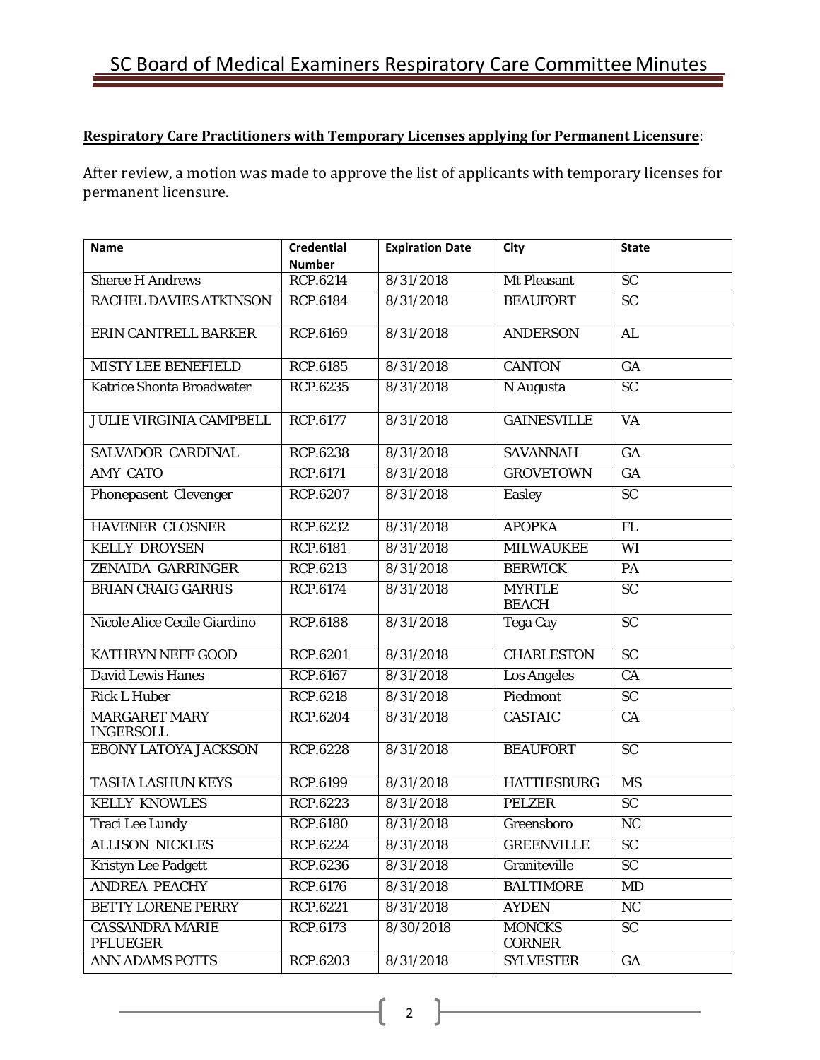**Respiratory Care Practitioners with Temporary Licenses applying for Permanent Licensure**:

After review, a motion was made to approve the list of applicants with temporary licenses for permanent licensure.

| Name | Credential Number | Expiration Date | City | State |
|---|---|---|---|---|
| Sheree H Andrews | RCP.6214 | 8/31/2018 | Mt Pleasant | SC |
| RACHEL DAVIES ATKINSON | RCP.6184 | 8/31/2018 | BEAUFORT | SC |
| ERIN CANTRELL BARKER | RCP.6169 | 8/31/2018 | ANDERSON | AL |
| MISTY LEE BENEFIELD | RCP.6185 | 8/31/2018 | CANTON | GA |
| Katrice Shonta Broadwater | RCP.6235 | 8/31/2018 | N Augusta | SC |
| JULIE VIRGINIA CAMPBELL | RCP.6177 | 8/31/2018 | GAINESVILLE | VA |
| SALVADOR CARDINAL | RCP.6238 | 8/31/2018 | SAVANNAH | GA |
| AMY CATO | RCP.6171 | 8/31/2018 | GROVETOWN | GA |
| Phonepasent Clevenger | RCP.6207 | 8/31/2018 | Easley | SC |
| HAVENER CLOSNER | RCP.6232 | 8/31/2018 | APOPKA | FL |
| KELLY DROYSEN | RCP.6181 | 8/31/2018 | MILWAUKEE | WI |
| ZENAIDA GARRINGER | RCP.6213 | 8/31/2018 | BERWICK | PA |
| BRIAN CRAIG GARRIS | RCP.6174 | 8/31/2018 | MYRTLE BEACH | SC |
| Nicole Alice Cecile Giardino | RCP.6188 | 8/31/2018 | Tega Cay | SC |
| KATHRYN NEFF GOOD | RCP.6201 | 8/31/2018 | CHARLESTON | SC |
| David Lewis Hanes | RCP.6167 | 8/31/2018 | Los Angeles | CA |
| Rick L Huber | RCP.6218 | 8/31/2018 | Piedmont | SC |
| MARGARET MARY INGERSOLL | RCP.6204 | 8/31/2018 | CASTAIC | CA |
| EBONY LATOYA JACKSON | RCP.6228 | 8/31/2018 | BEAUFORT | SC |
| TASHA LASHUN KEYS | RCP.6199 | 8/31/2018 | HATTIESBURG | MS |
| KELLY KNOWLES | RCP.6223 | 8/31/2018 | PELZER | SC |
| Traci Lee Lundy | RCP.6180 | 8/31/2018 | Greensboro | NC |
| ALLISON NICKLES | RCP.6224 | 8/31/2018 | GREENVILLE | SC |
| Kristyn Lee Padgett | RCP.6236 | 8/31/2018 | Graniteville | SC |
| ANDREA PEACHY | RCP.6176 | 8/31/2018 | BALTIMORE | MD |
| BETTY LORENE PERRY | RCP.6221 | 8/31/2018 | AYDEN | NC |
| CASSANDRA MARIE PFLUEGER | RCP.6173 | 8/30/2018 | MONCKS CORNER | SC |
| ANN ADAMS POTTS | RCP.6203 | 8/31/2018 | SYLVESTER | GA |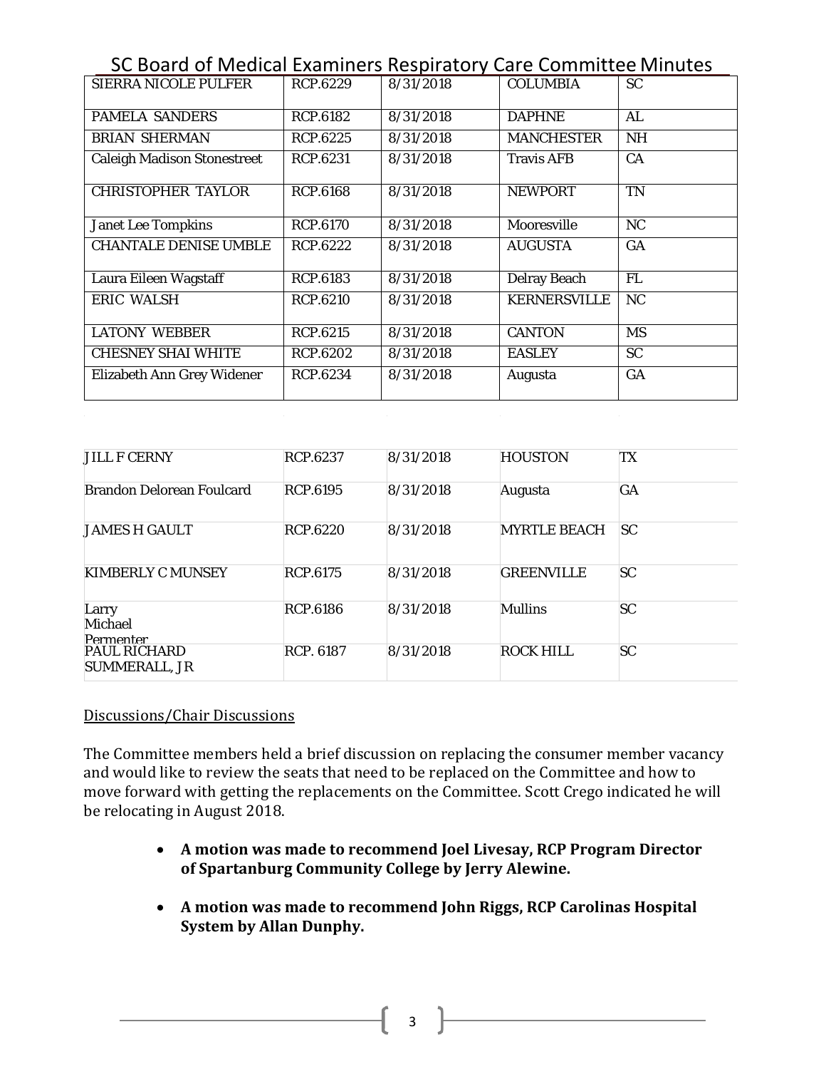| | | | | |
|---|---|---|---|---|
| SIERRA NICOLE PULFER | RCP.6229 | 8/31/2018 | COLUMBIA | SC |
| PAMELA SANDERS | RCP.6182 | 8/31/2018 | DAPHNE | AL |
| BRIAN SHERMAN | RCP.6225 | 8/31/2018 | MANCHESTER | NH |
| Caleigh Madison Stonestreet | RCP.6231 | 8/31/2018 | Travis AFB | CA |
| CHRISTOPHER TAYLOR | RCP.6168 | 8/31/2018 | NEWPORT | TN |
| Janet Lee Tompkins | RCP.6170 | 8/31/2018 | Mooresville | NC |
| CHANTALE DENISE UMBLE | RCP.6222 | 8/31/2018 | AUGUSTA | GA |
| Laura Eileen Wagstaff | RCP.6183 | 8/31/2018 | Delray Beach | FL |
| ERIC WALSH | RCP.6210 | 8/31/2018 | KERNERSVILLE | NC |
| LATONY WEBBER | RCP.6215 | 8/31/2018 | CANTON | MS |
| CHESNEY SHAI WHITE | RCP.6202 | 8/31/2018 | EASLEY | SC |
| Elizabeth Ann Grey Widener | RCP.6234 | 8/31/2018 | Augusta | GA |
| JILL F CERNY | RCP.6237 | 8/31/2018 | HOUSTON | TX |
| Brandon Delorean Foulcard | RCP.6195 | 8/31/2018 | Augusta | GA |
| JAMES H GAULT | RCP.6220 | 8/31/2018 | MYRTLE BEACH | SC |
| KIMBERLY C MUNSEY | RCP.6175 | 8/31/2018 | GREENVILLE | SC |
| Larry Michael Permenter | RCP.6186 | 8/31/2018 | Mullins | SC |
| PAUL RICHARD SUMMERALL, JR | RCP. 6187 | 8/31/2018 | ROCK HILL | SC |

Discussions/Chair Discussions

The Committee members held a brief discussion on replacing the consumer member vacancy and would like to review the seats that need to be replaced on the Committee and how to move forward with getting the replacements on the Committee. Scott Crego indicated he will be relocating in August 2018.

- **A motion was made to recommend Joel Livesay, RCP Program Director of Spartanburg Community College by Jerry Alewine.**
- **A motion was made to recommend John Riggs, RCP Carolinas Hospital System by Allan Dunphy.**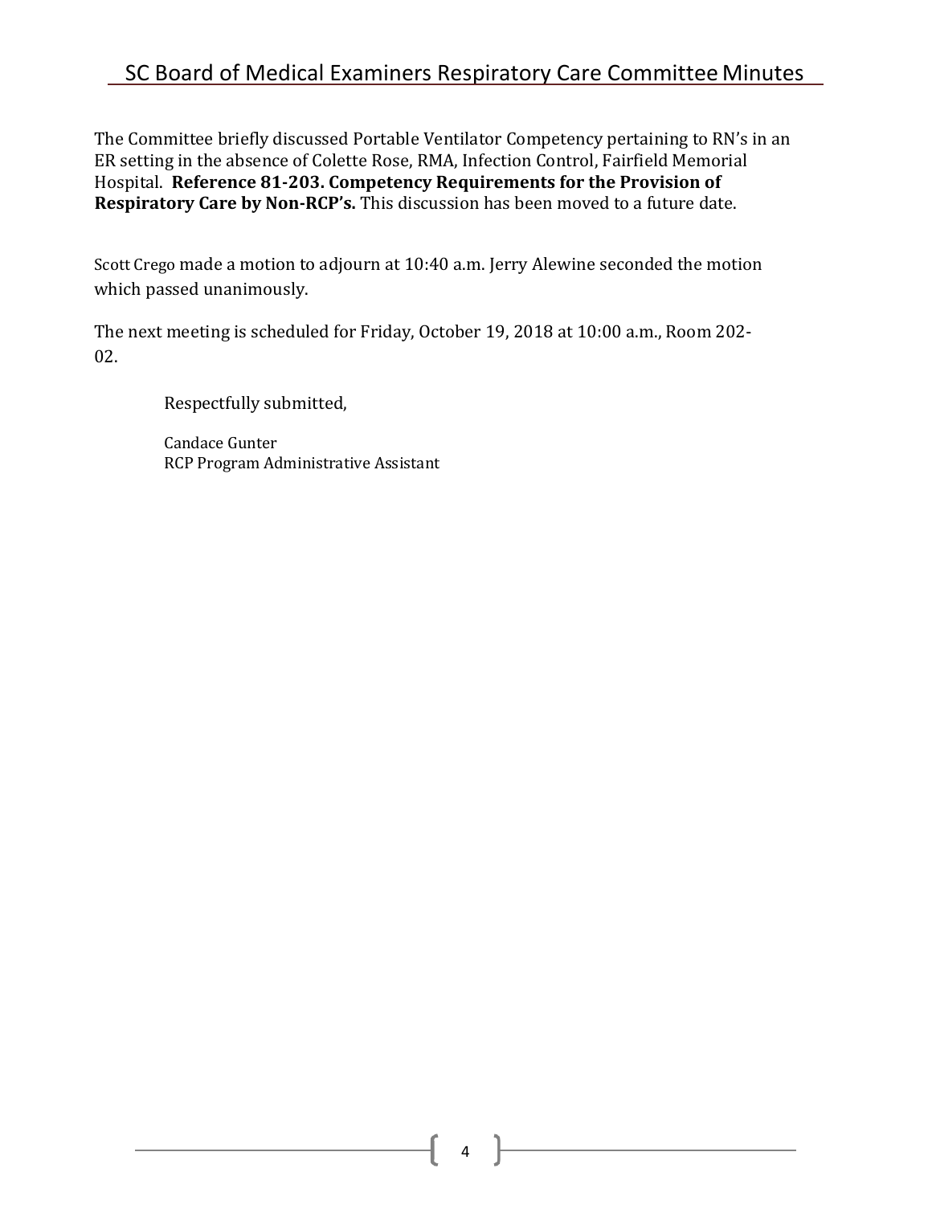The Committee briefly discussed Portable Ventilator Competency pertaining to RN's in an ER setting in the absence of Colette Rose, RMA, Infection Control, Fairfield Memorial Hospital. **Reference 81-203. Competency Requirements for the Provision of Respiratory Care by Non-RCP's.** This discussion has been moved to a future date.

Scott Crego made a motion to adjourn at 10:40 a.m. Jerry Alewine seconded the motion which passed unanimously.

The next meeting is scheduled for Friday, October 19, 2018 at 10:00 a.m., Room 202-02.

Respectfully submitted,

Candace Gunter
RCP Program Administrative Assistant